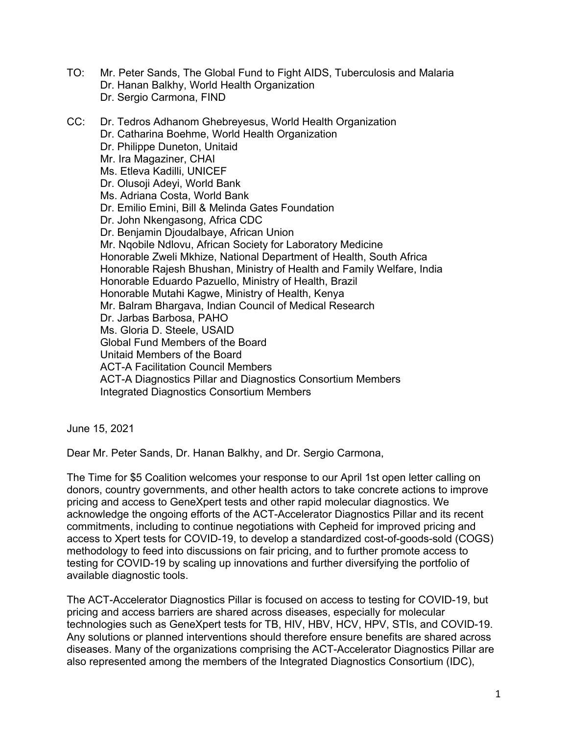TO: Mr. Peter Sands, The Global Fund to Fight AIDS, Tuberculosis and Malaria
Dr. Hanan Balkhy, World Health Organization
Dr. Sergio Carmona, FIND

CC: Dr. Tedros Adhanom Ghebreyesus, World Health Organization
Dr. Catharina Boehme, World Health Organization
Dr. Philippe Duneton, Unitaid
Mr. Ira Magaziner, CHAI
Ms. Etleva Kadilli, UNICEF
Dr. Olusoji Adeyi, World Bank
Ms. Adriana Costa, World Bank
Dr. Emilio Emini, Bill & Melinda Gates Foundation
Dr. John Nkengasong, Africa CDC
Dr. Benjamin Djoudalbaye, African Union
Mr. Nqobile Ndlovu, African Society for Laboratory Medicine
Honorable Zweli Mkhize, National Department of Health, South Africa
Honorable Rajesh Bhushan, Ministry of Health and Family Welfare, India
Honorable Eduardo Pazuello, Ministry of Health, Brazil
Honorable Mutahi Kagwe, Ministry of Health, Kenya
Mr. Balram Bhargava, Indian Council of Medical Research
Dr. Jarbas Barbosa, PAHO
Ms. Gloria D. Steele, USAID
Global Fund Members of the Board
Unitaid Members of the Board
ACT-A Facilitation Council Members
ACT-A Diagnostics Pillar and Diagnostics Consortium Members
Integrated Diagnostics Consortium Members

June 15, 2021

Dear Mr. Peter Sands, Dr. Hanan Balkhy, and Dr. Sergio Carmona,

The Time for $5 Coalition welcomes your response to our April 1st open letter calling on donors, country governments, and other health actors to take concrete actions to improve pricing and access to GeneXpert tests and other rapid molecular diagnostics. We acknowledge the ongoing efforts of the ACT-Accelerator Diagnostics Pillar and its recent commitments, including to continue negotiations with Cepheid for improved pricing and access to Xpert tests for COVID-19, to develop a standardized cost-of-goods-sold (COGS) methodology to feed into discussions on fair pricing, and to further promote access to testing for COVID-19 by scaling up innovations and further diversifying the portfolio of available diagnostic tools.

The ACT-Accelerator Diagnostics Pillar is focused on access to testing for COVID-19, but pricing and access barriers are shared across diseases, especially for molecular technologies such as GeneXpert tests for TB, HIV, HBV, HCV, HPV, STIs, and COVID-19. Any solutions or planned interventions should therefore ensure benefits are shared across diseases. Many of the organizations comprising the ACT-Accelerator Diagnostics Pillar are also represented among the members of the Integrated Diagnostics Consortium (IDC),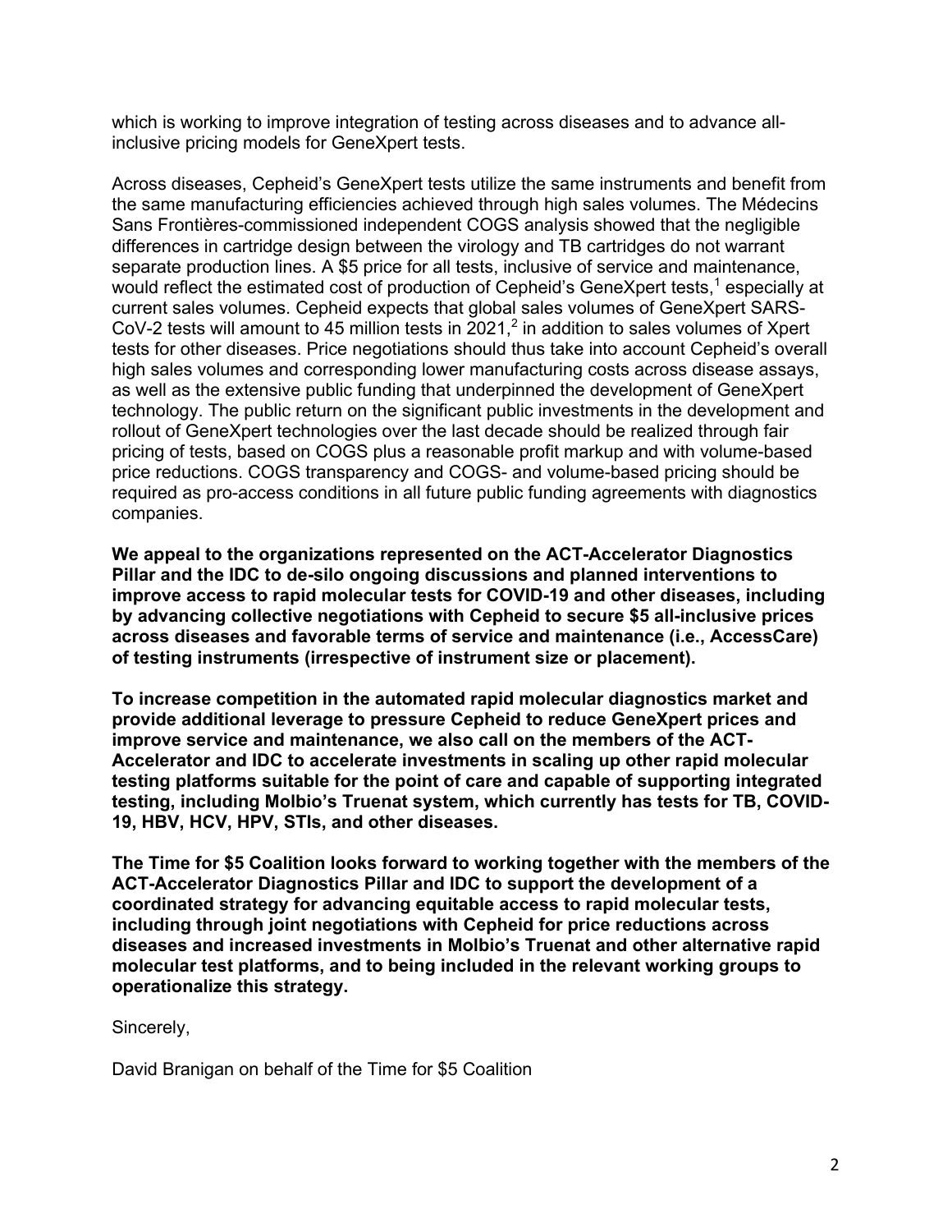which is working to improve integration of testing across diseases and to advance all-inclusive pricing models for GeneXpert tests.

Across diseases, Cepheid's GeneXpert tests utilize the same instruments and benefit from the same manufacturing efficiencies achieved through high sales volumes. The Médecins Sans Frontières-commissioned independent COGS analysis showed that the negligible differences in cartridge design between the virology and TB cartridges do not warrant separate production lines. A $5 price for all tests, inclusive of service and maintenance, would reflect the estimated cost of production of Cepheid's GeneXpert tests,[1] especially at current sales volumes. Cepheid expects that global sales volumes of GeneXpert SARS-CoV-2 tests will amount to 45 million tests in 2021,[2] in addition to sales volumes of Xpert tests for other diseases. Price negotiations should thus take into account Cepheid's overall high sales volumes and corresponding lower manufacturing costs across disease assays, as well as the extensive public funding that underpinned the development of GeneXpert technology. The public return on the significant public investments in the development and rollout of GeneXpert technologies over the last decade should be realized through fair pricing of tests, based on COGS plus a reasonable profit markup and with volume-based price reductions. COGS transparency and COGS- and volume-based pricing should be required as pro-access conditions in all future public funding agreements with diagnostics companies.

**We appeal to the organizations represented on the ACT-Accelerator Diagnostics Pillar and the IDC to de-silo ongoing discussions and planned interventions to improve access to rapid molecular tests for COVID-19 and other diseases, including by advancing collective negotiations with Cepheid to secure $5 all-inclusive prices across diseases and favorable terms of service and maintenance (i.e., AccessCare) of testing instruments (irrespective of instrument size or placement).**

**To increase competition in the automated rapid molecular diagnostics market and provide additional leverage to pressure Cepheid to reduce GeneXpert prices and improve service and maintenance, we also call on the members of the ACT-Accelerator and IDC to accelerate investments in scaling up other rapid molecular testing platforms suitable for the point of care and capable of supporting integrated testing, including Molbio's Truenat system, which currently has tests for TB, COVID-19, HBV, HCV, HPV, STIs, and other diseases.**

**The Time for $5 Coalition looks forward to working together with the members of the ACT-Accelerator Diagnostics Pillar and IDC to support the development of a coordinated strategy for advancing equitable access to rapid molecular tests, including through joint negotiations with Cepheid for price reductions across diseases and increased investments in Molbio's Truenat and other alternative rapid molecular test platforms, and to being included in the relevant working groups to operationalize this strategy.**

Sincerely,

David Branigan on behalf of the Time for $5 Coalition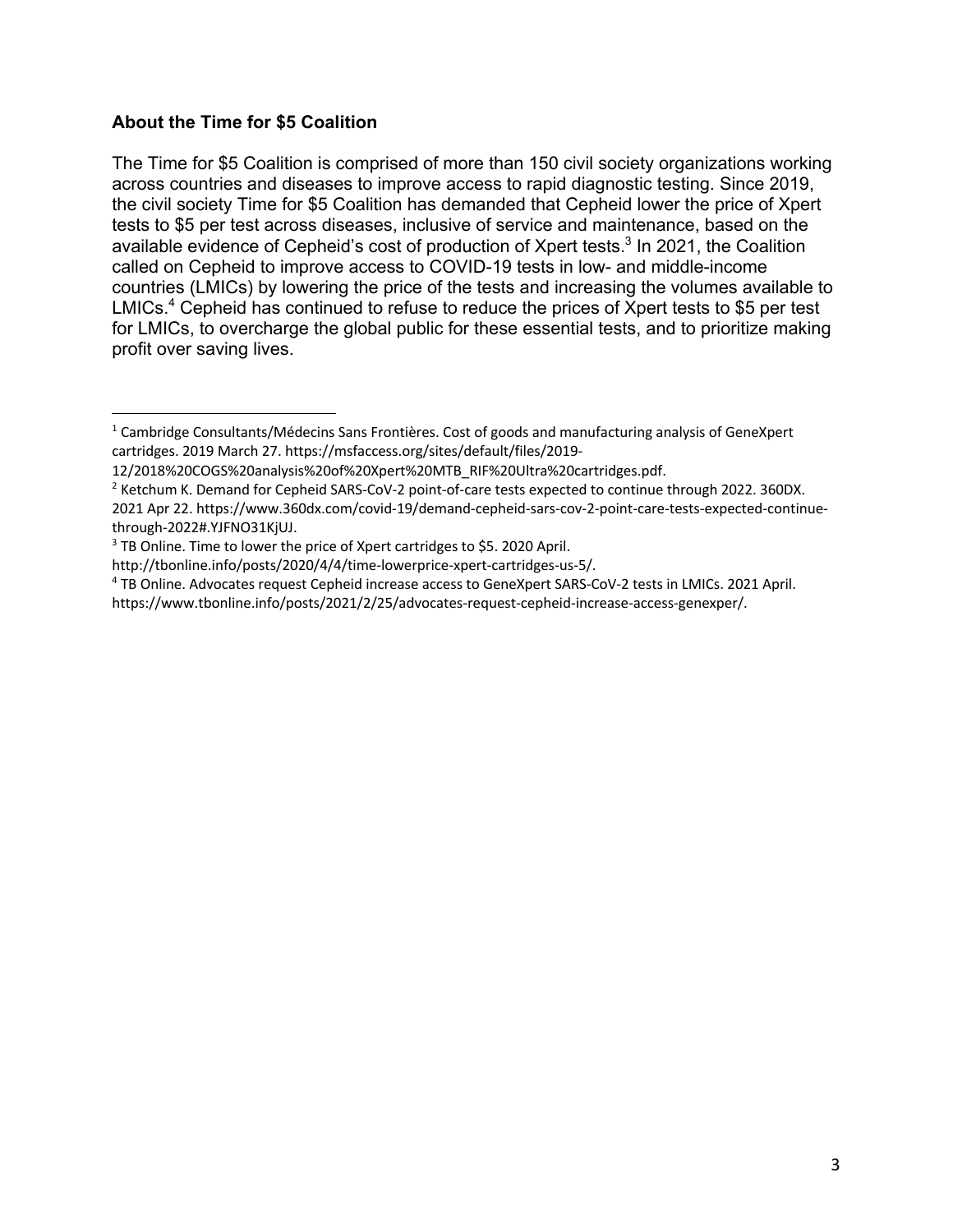### About the Time for $5 Coalition

The Time for $5 Coalition is comprised of more than 150 civil society organizations working across countries and diseases to improve access to rapid diagnostic testing. Since 2019, the civil society Time for $5 Coalition has demanded that Cepheid lower the price of Xpert tests to $5 per test across diseases, inclusive of service and maintenance, based on the available evidence of Cepheid's cost of production of Xpert tests.[3] In 2021, the Coalition called on Cepheid to improve access to COVID-19 tests in low- and middle-income countries (LMICs) by lowering the price of the tests and increasing the volumes available to LMICs.[4] Cepheid has continued to refuse to reduce the prices of Xpert tests to $5 per test for LMICs, to overcharge the global public for these essential tests, and to prioritize making profit over saving lives.

---

[1] Cambridge Consultants/Médecins Sans Frontières. Cost of goods and manufacturing analysis of GeneXpert cartridges. 2019 March 27. https://msfaccess.org/sites/default/files/2019-12/2018%20COGS%20analysis%20of%20Xpert%20MTB_RIF%20Ultra%20cartridges.pdf.

[2] Ketchum K. Demand for Cepheid SARS-CoV-2 point-of-care tests expected to continue through 2022. 360DX. 2021 Apr 22. https://www.360dx.com/covid-19/demand-cepheid-sars-cov-2-point-care-tests-expected-continue-through-2022#.YJFNO31KjUJ.

[3] TB Online. Time to lower the price of Xpert cartridges to $5. 2020 April. http://tbonline.info/posts/2020/4/4/time-lowerprice-xpert-cartridges-us-5/.

[4] TB Online. Advocates request Cepheid increase access to GeneXpert SARS-CoV-2 tests in LMICs. 2021 April. https://www.tbonline.info/posts/2021/2/25/advocates-request-cepheid-increase-access-genexper/.